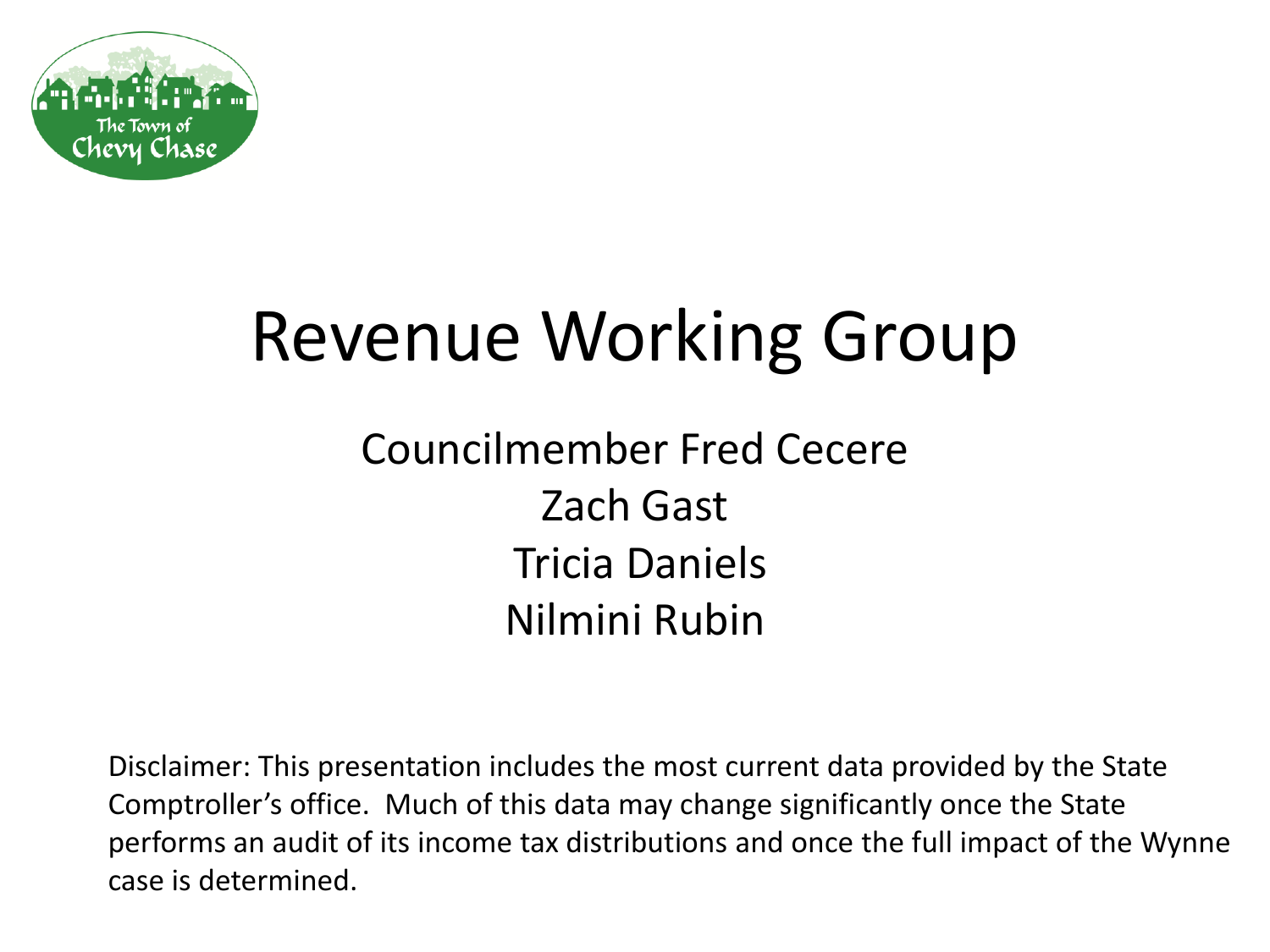The Town of Chevy Chase

# Revenue Working Group

Councilmember Fred Cecere
Zach Gast
Tricia Daniels
Nilmini Rubin

Disclaimer: This presentation includes the most current data provided by the State Comptroller's office. Much of this data may change significantly once the State performs an audit of its income tax distributions and once the full impact of the Wynne case is determined.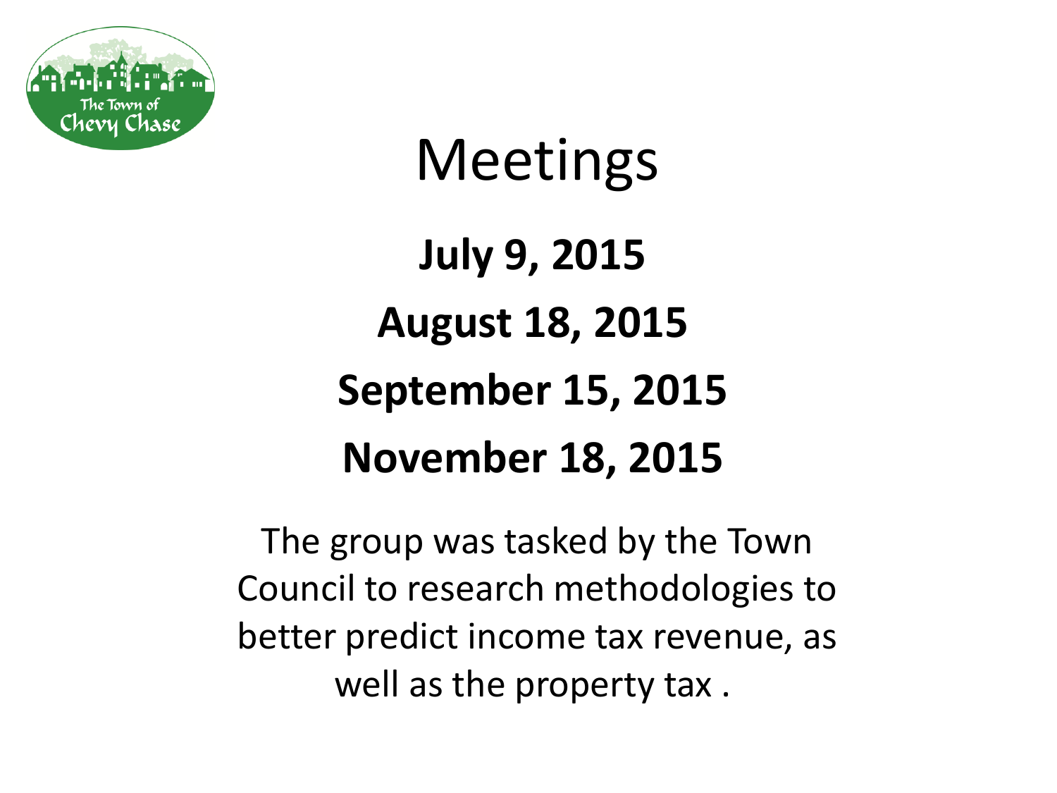# Meetings

**July 9, 2015**

**August 18, 2015**

**September 15, 2015**

**November 18, 2015**

The group was tasked by the Town Council to research methodologies to better predict income tax revenue, as well as the property tax .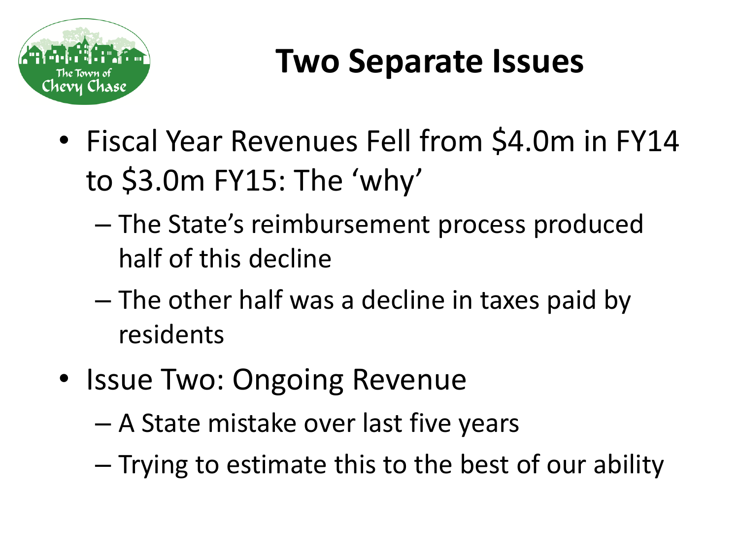# Two Separate Issues

- Fiscal Year Revenues Fell from $4.0m in FY14 to $3.0m FY15: The 'why'
  - The State's reimbursement process produced half of this decline
  - The other half was a decline in taxes paid by residents
- Issue Two: Ongoing Revenue
  - A State mistake over last five years
  - Trying to estimate this to the best of our ability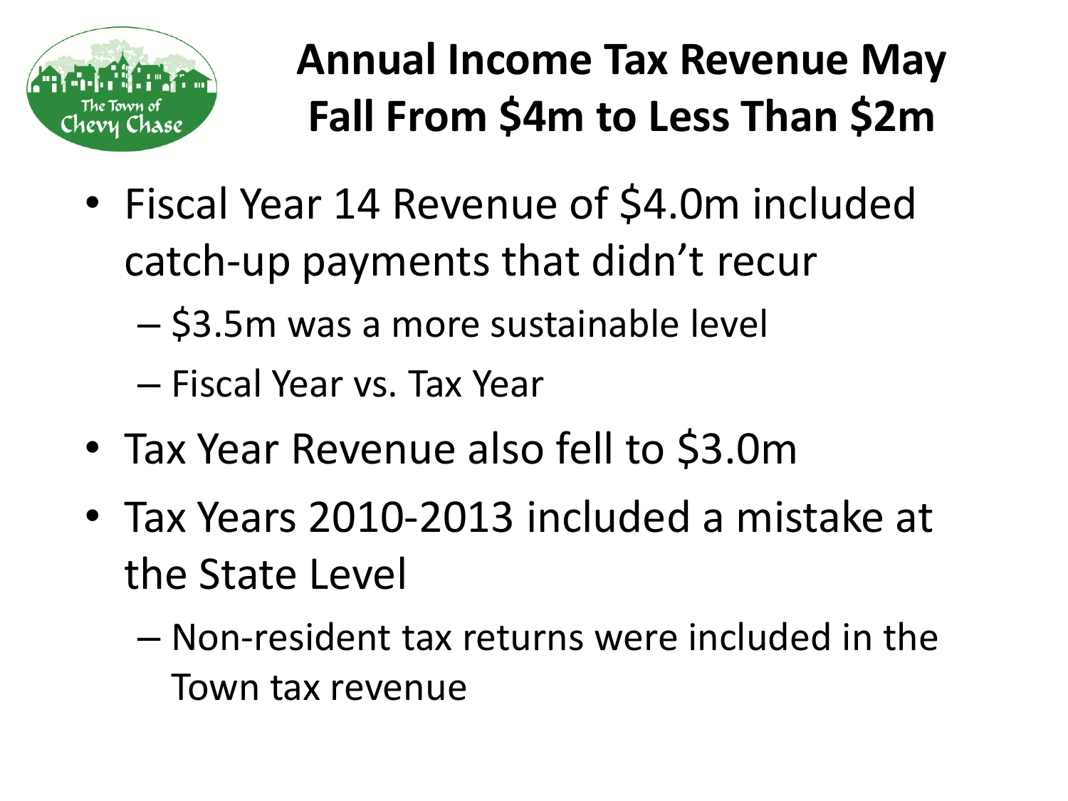# Annual Income Tax Revenue May Fall From $4m to Less Than $2m

- Fiscal Year 14 Revenue of $4.0m included catch-up payments that didn't recur
  - $3.5m was a more sustainable level
  - Fiscal Year vs. Tax Year
- Tax Year Revenue also fell to $3.0m
- Tax Years 2010-2013 included a mistake at the State Level
  - Non-resident tax returns were included in the Town tax revenue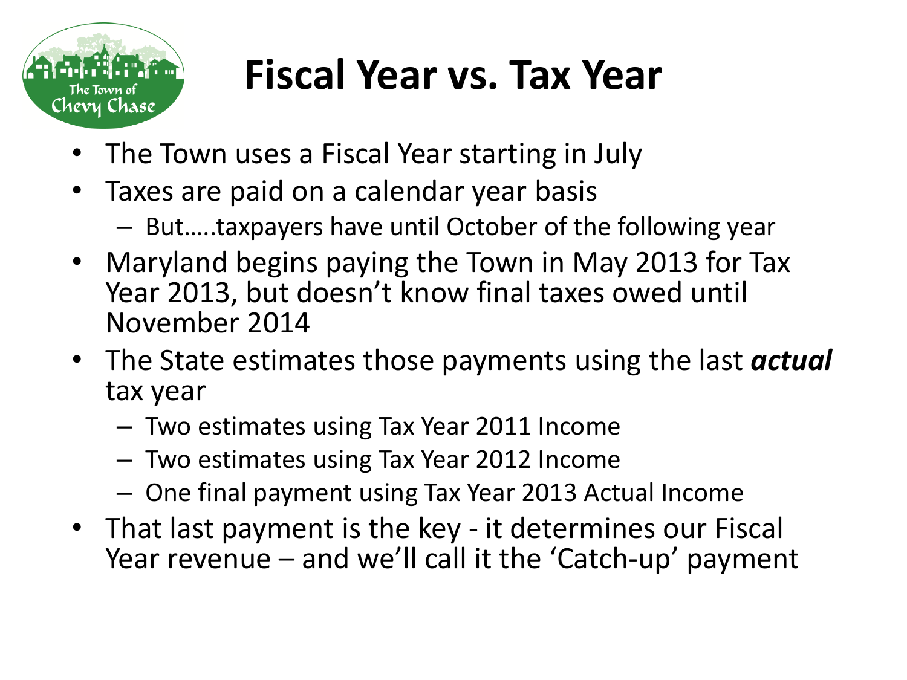# Fiscal Year vs. Tax Year

- The Town uses a Fiscal Year starting in July
- Taxes are paid on a calendar year basis
  - But…..taxpayers have until October of the following year
- Maryland begins paying the Town in May 2013 for Tax Year 2013, but doesn't know final taxes owed until November 2014
- The State estimates those payments using the last ***actual*** tax year
  - Two estimates using Tax Year 2011 Income
  - Two estimates using Tax Year 2012 Income
  - One final payment using Tax Year 2013 Actual Income
- That last payment is the key - it determines our Fiscal Year revenue – and we'll call it the 'Catch-up' payment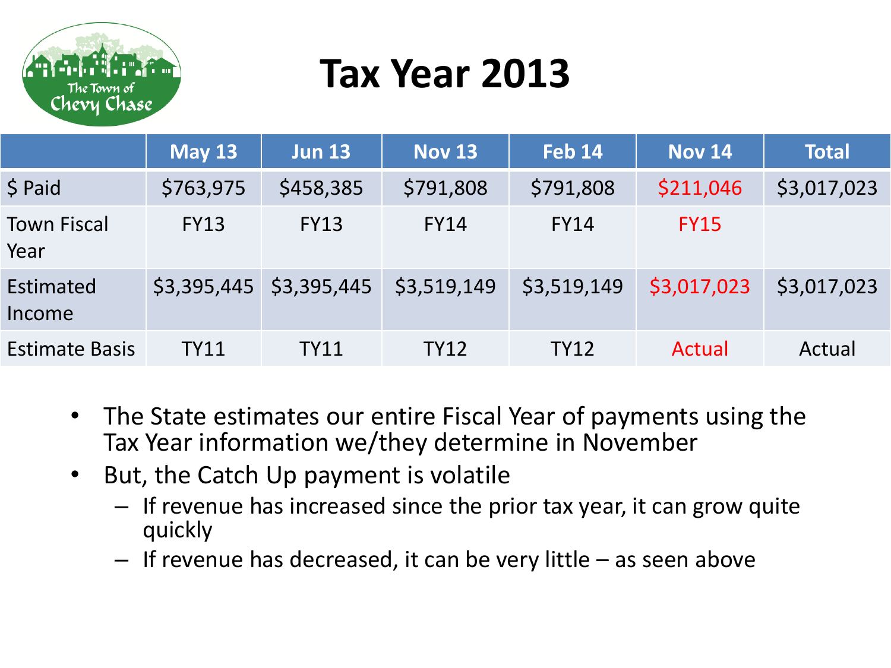# Tax Year 2013

| | May 13 | Jun 13 | Nov 13 | Feb 14 | Nov 14 | Total |
|---|---|---|---|---|---|---|
| $ Paid | $763,975 | $458,385 | $791,808 | $791,808 | $211,046 | $3,017,023 |
| Town Fiscal Year | FY13 | FY13 | FY14 | FY14 | FY15 | |
| Estimated Income | $3,395,445 | $3,395,445 | $3,519,149 | $3,519,149 | $3,017,023 | $3,017,023 |
| Estimate Basis | TY11 | TY11 | TY12 | TY12 | Actual | Actual |

- The State estimates our entire Fiscal Year of payments using the Tax Year information we/they determine in November
- But, the Catch Up payment is volatile
  - If revenue has increased since the prior tax year, it can grow quite quickly
  - If revenue has decreased, it can be very little – as seen above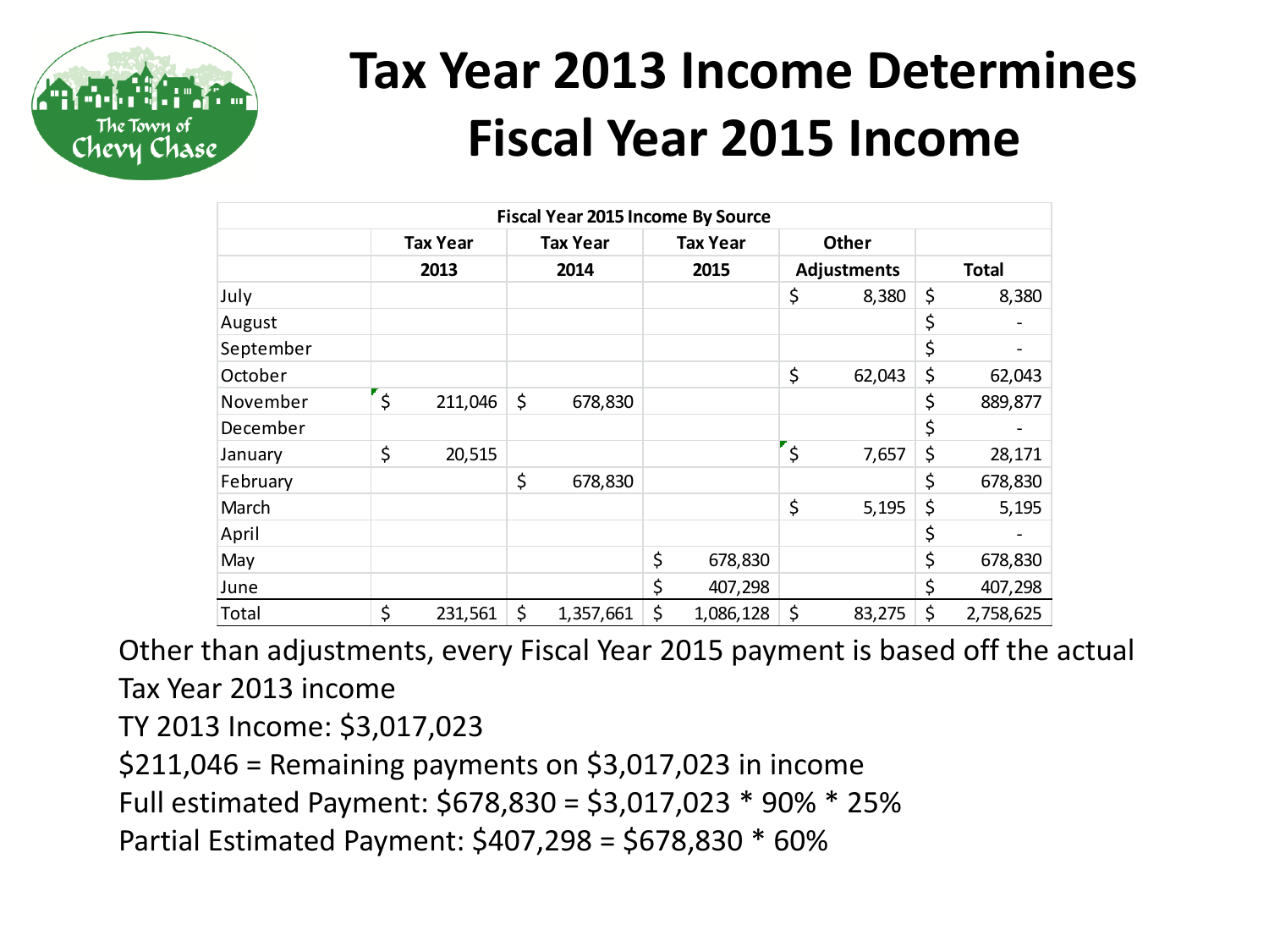# Tax Year 2013 Income Determines Fiscal Year 2015 Income

| Fiscal Year 2015 Income By Source | | | | | |
|---|---|---|---|---|---|
| | Tax Year 2013 | Tax Year 2014 | Tax Year 2015 | Other Adjustments | Total |
| July | | | | $ 8,380 | $ 8,380 |
| August | | | | | $ - |
| September | | | | | $ - |
| October | | | | $ 62,043 | $ 62,043 |
| November | $ 211,046 | $ 678,830 | | | $ 889,877 |
| December | | | | | $ - |
| January | $ 20,515 | | | $ 7,657 | $ 28,171 |
| February | | $ 678,830 | | | $ 678,830 |
| March | | | | $ 5,195 | $ 5,195 |
| April | | | | | $ - |
| May | | | $ 678,830 | | $ 678,830 |
| June | | | $ 407,298 | | $ 407,298 |
| Total | $ 231,561 | $ 1,357,661 | $ 1,086,128 | $ 83,275 | $ 2,758,625 |

Other than adjustments, every Fiscal Year 2015 payment is based off the actual Tax Year 2013 income

TY 2013 Income: $3,017,023

$211,046 = Remaining payments on $3,017,023 in income

Full estimated Payment: $678,830 = $3,017,023 * 90% * 25%

Partial Estimated Payment: $407,298 = $678,830 * 60%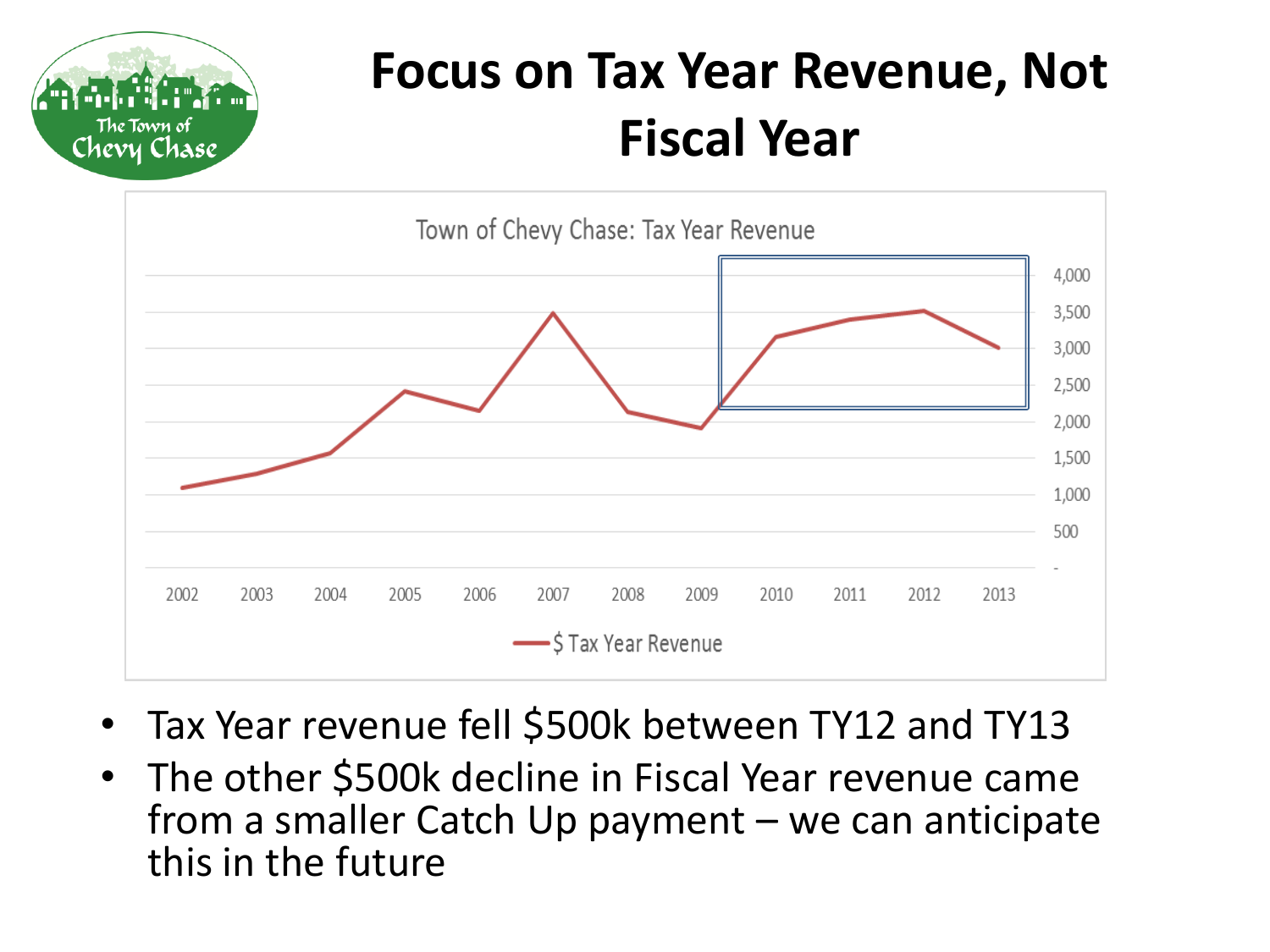# Focus on Tax Year Revenue, Not Fiscal Year

- Tax Year revenue fell $500k between TY12 and TY13
- The other $500k decline in Fiscal Year revenue came from a smaller Catch Up payment – we can anticipate this in the future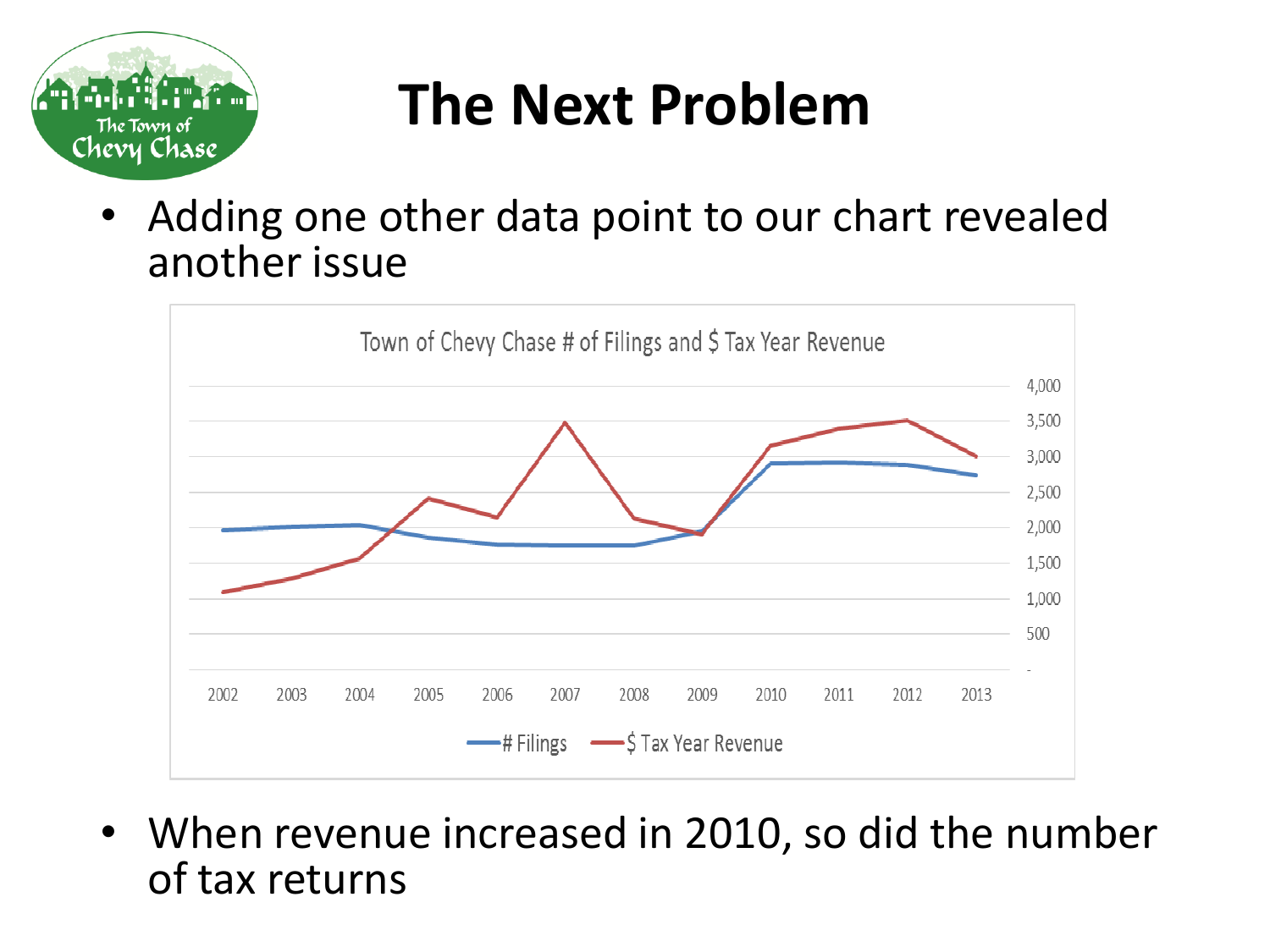# The Next Problem

- Adding one other data point to our chart revealed another issue

Town of Chevy Chase # of Filings and $ Tax Year Revenue

- When revenue increased in 2010, so did the number of tax returns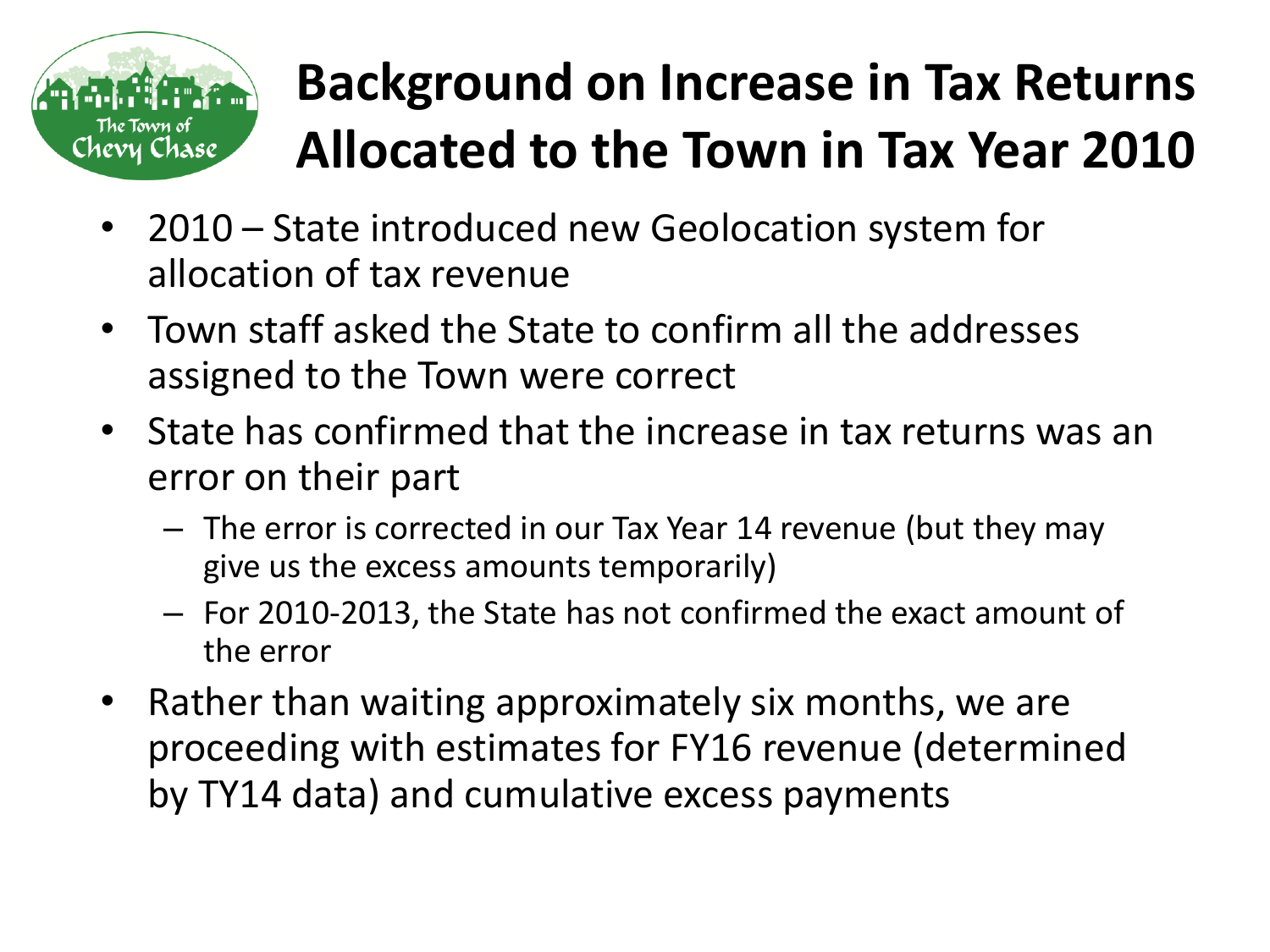# Background on Increase in Tax Returns Allocated to the Town in Tax Year 2010

- 2010 – State introduced new Geolocation system for allocation of tax revenue
- Town staff asked the State to confirm all the addresses assigned to the Town were correct
- State has confirmed that the increase in tax returns was an error on their part
  - The error is corrected in our Tax Year 14 revenue (but they may give us the excess amounts temporarily)
  - For 2010-2013, the State has not confirmed the exact amount of the error
- Rather than waiting approximately six months, we are proceeding with estimates for FY16 revenue (determined by TY14 data) and cumulative excess payments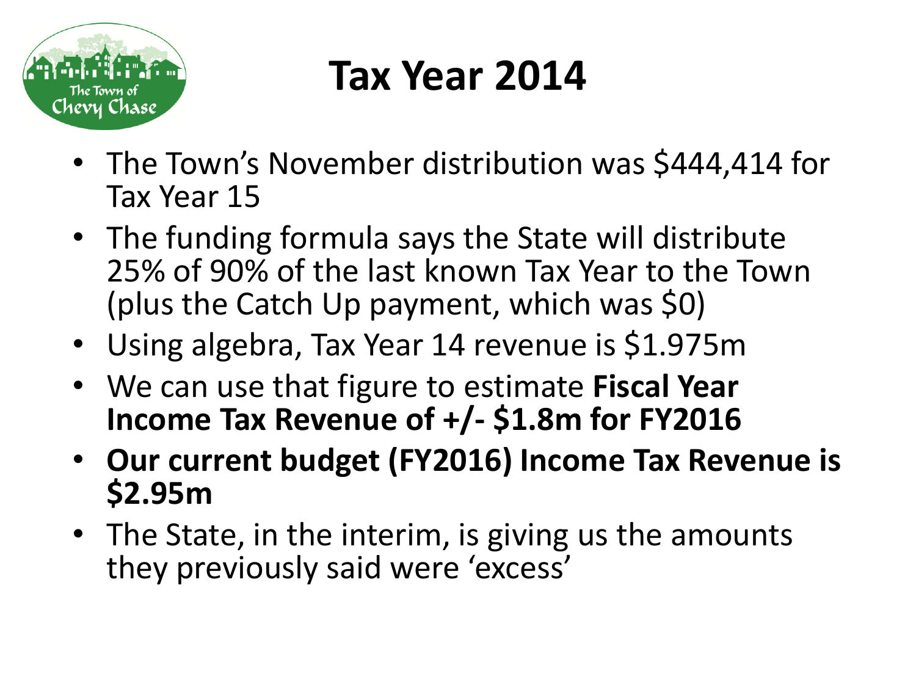# Tax Year 2014

- The Town's November distribution was $444,414 for Tax Year 15
- The funding formula says the State will distribute 25% of 90% of the last known Tax Year to the Town (plus the Catch Up payment, which was $0)
- Using algebra, Tax Year 14 revenue is $1.975m
- We can use that figure to estimate **Fiscal Year Income Tax Revenue of +/- $1.8m for FY2016**
- **Our current budget (FY2016) Income Tax Revenue is $2.95m**
- The State, in the interim, is giving us the amounts they previously said were 'excess'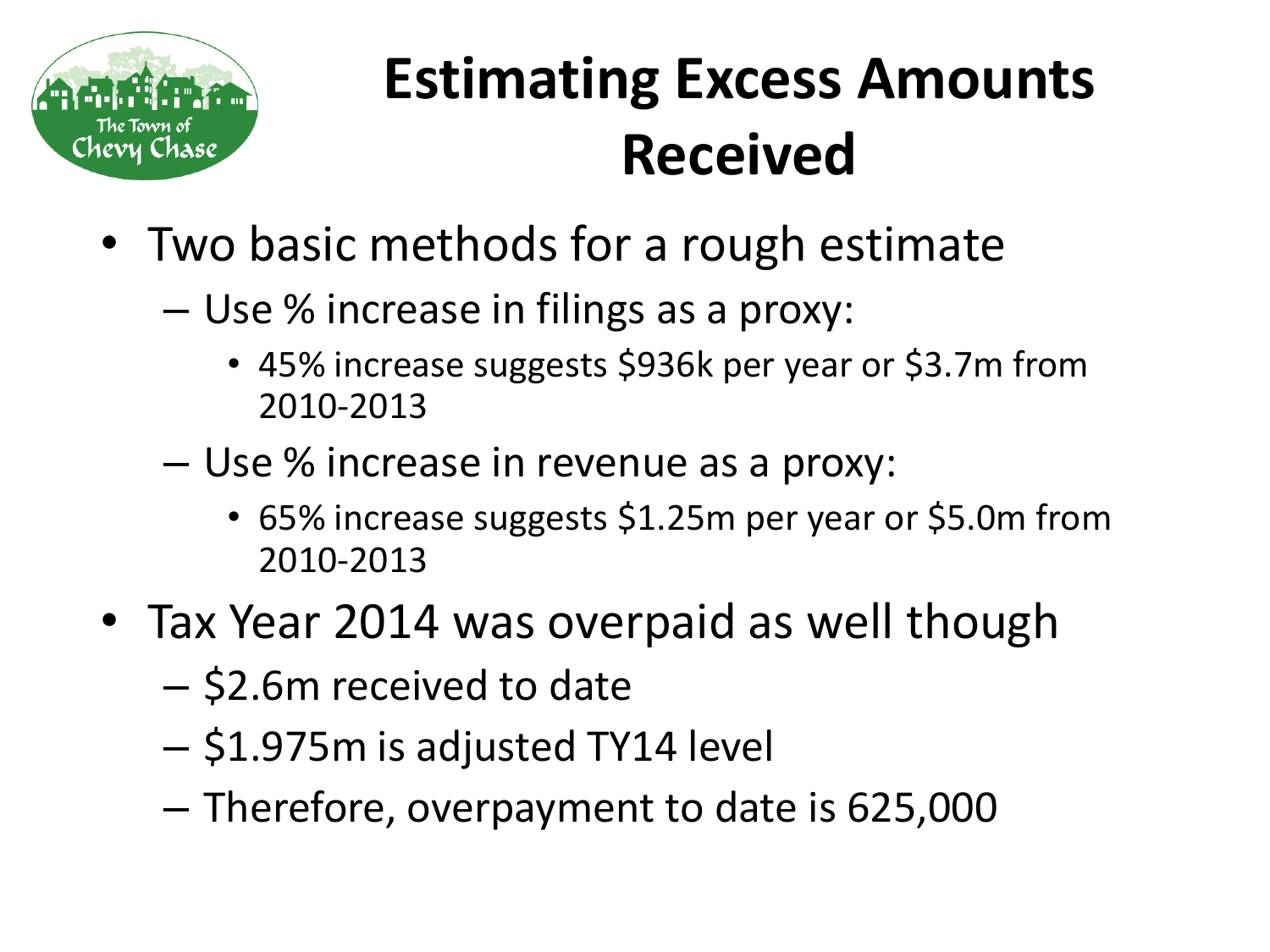# Estimating Excess Amounts Received

- Two basic methods for a rough estimate
  - Use % increase in filings as a proxy:
    - 45% increase suggests $936k per year or $3.7m from 2010-2013
  - Use % increase in revenue as a proxy:
    - 65% increase suggests $1.25m per year or $5.0m from 2010-2013
- Tax Year 2014 was overpaid as well though
  - $2.6m received to date
  - $1.975m is adjusted TY14 level
  - Therefore, overpayment to date is 625,000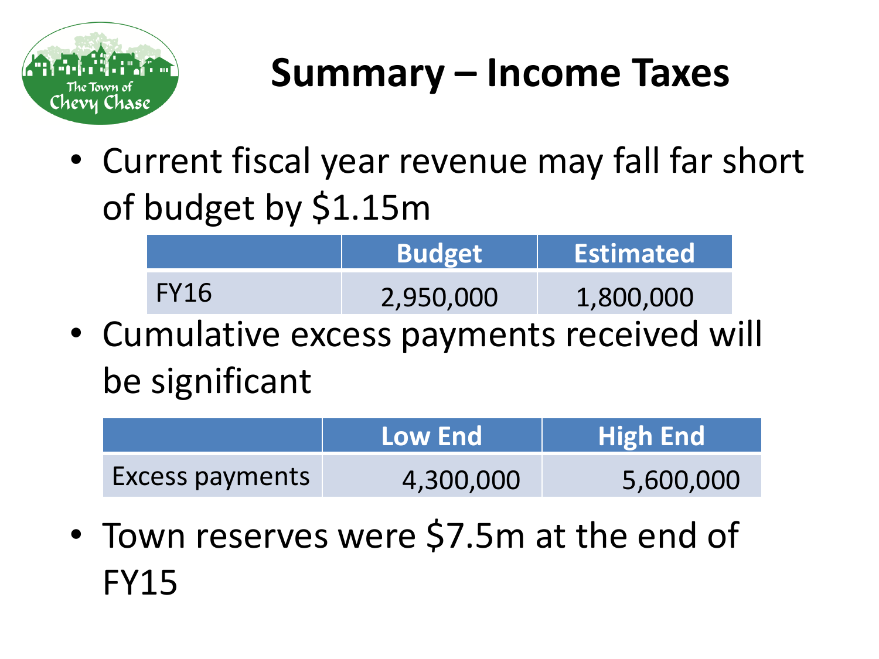# Summary – Income Taxes

- Current fiscal year revenue may fall far short of budget by $1.15m

| | Budget | Estimated |
|---|---|---|
| FY16 | 2,950,000 | 1,800,000 |

- Cumulative excess payments received will be significant

| | Low End | High End |
|---|---|---|
| Excess payments | 4,300,000 | 5,600,000 |

- Town reserves were $7.5m at the end of FY15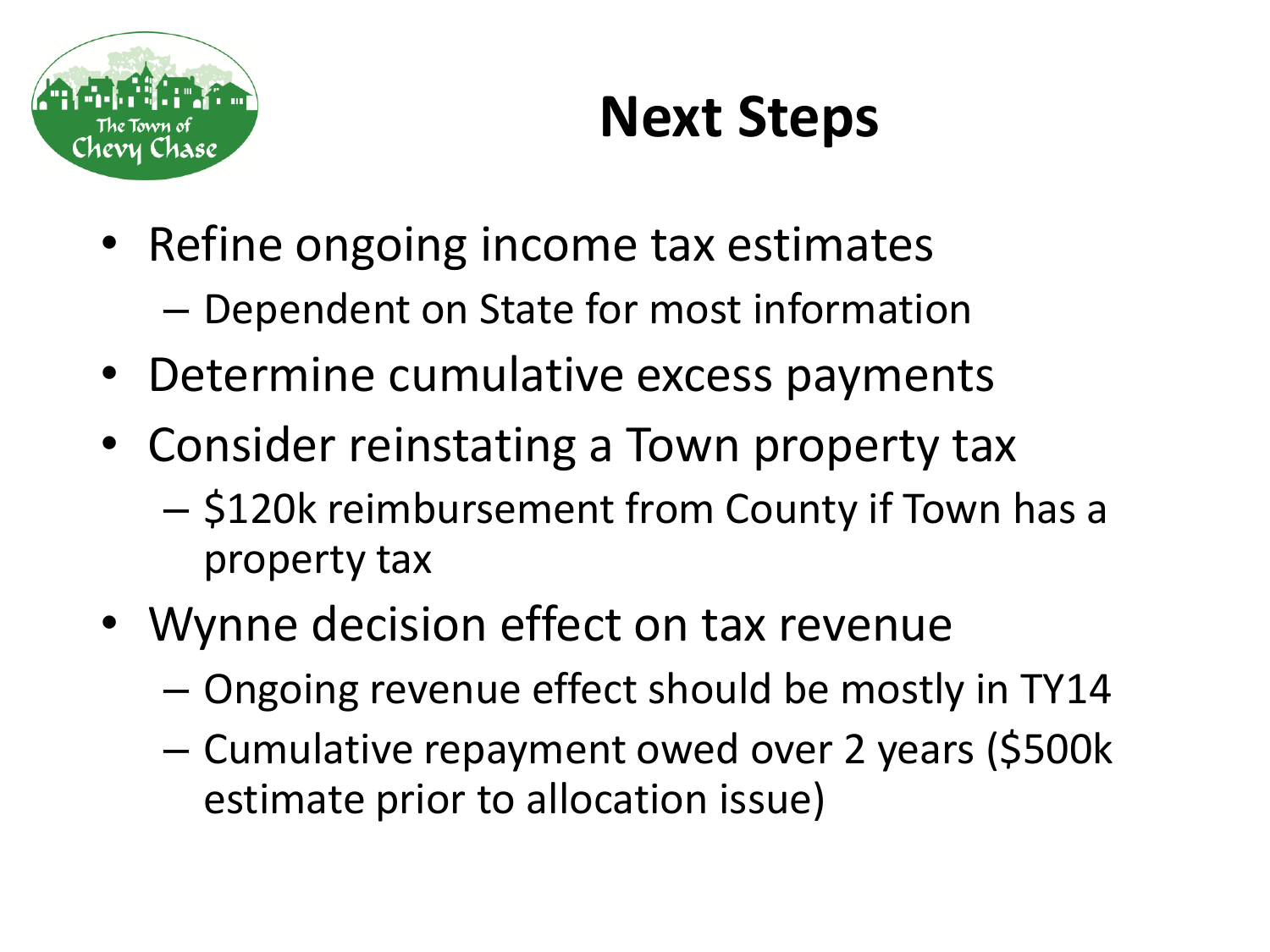# Next Steps

- Refine ongoing income tax estimates
  - Dependent on State for most information
- Determine cumulative excess payments
- Consider reinstating a Town property tax
  - $120k reimbursement from County if Town has a property tax
- Wynne decision effect on tax revenue
  - Ongoing revenue effect should be mostly in TY14
  - Cumulative repayment owed over 2 years ($500k estimate prior to allocation issue)